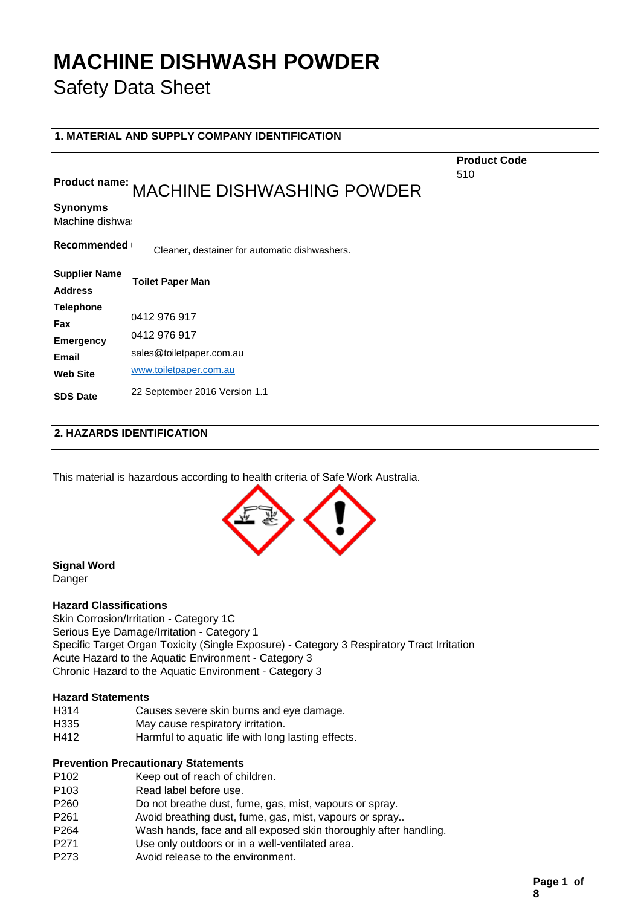# MACHINE DISHWASH POWDER

Safety Data Sheet

## 1. MATERIAL AND SUPPLY COMPANY IDENTIFICATION

**Product Code**
510

**Product name:** MACHINE DISHWASHING POWDER

**Synonyms**
Machine dishwa

**Recommended** Cleaner, destainer for automatic dishwashers.

| | |
|---|---|
| **Supplier Name** | **Toilet Paper Man** |
| **Address** | |
| **Telephone** | 0412 976 917 |
| **Fax** | |
| **Emergency** | 0412 976 917 |
| **Email** | sales@toiletpaper.com.au |
| **Web Site** | www.toiletpaper.com.au |
| **SDS Date** | 22 September 2016 Version 1.1 |

## 2. HAZARDS IDENTIFICATION

This material is hazardous according to health criteria of Safe Work Australia.

**Signal Word**
Danger

**Hazard Classifications**
Skin Corrosion/Irritation - Category 1C
Serious Eye Damage/Irritation - Category 1
Specific Target Organ Toxicity (Single Exposure) - Category 3 Respiratory Tract Irritation
Acute Hazard to the Aquatic Environment - Category 3
Chronic Hazard to the Aquatic Environment - Category 3

**Hazard Statements**

| | |
|---|---|
| H314 | Causes severe skin burns and eye damage. |
| H335 | May cause respiratory irritation. |
| H412 | Harmful to aquatic life with long lasting effects. |

**Prevention Precautionary Statements**

| | |
|---|---|
| P102 | Keep out of reach of children. |
| P103 | Read label before use. |
| P260 | Do not breathe dust, fume, gas, mist, vapours or spray. |
| P261 | Avoid breathing dust, fume, gas, mist, vapours or spray.. |
| P264 | Wash hands, face and all exposed skin thoroughly after handling. |
| P271 | Use only outdoors or in a well-ventilated area. |
| P273 | Avoid release to the environment. |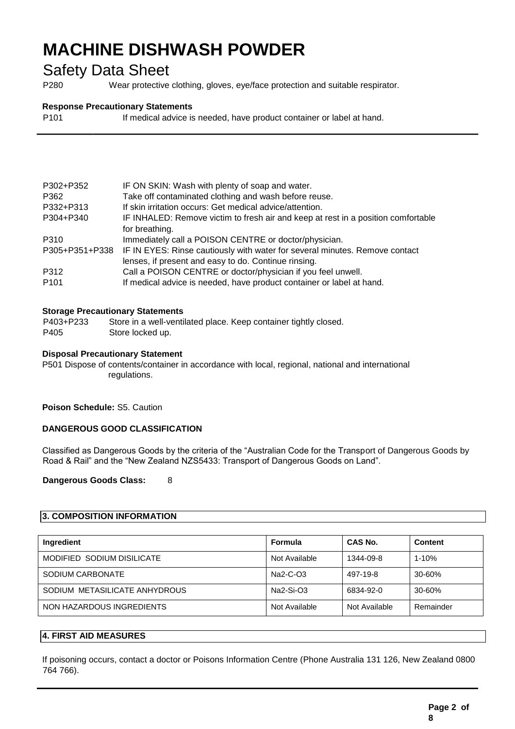# MACHINE DISHWASH POWDER

## Safety Data Sheet

P280 Wear protective clothing, gloves, eye/face protection and suitable respirator.

**Response Precautionary Statements**

P101 If medical advice is needed, have product container or label at hand.

P302+P352 IF ON SKIN: Wash with plenty of soap and water.
P362 Take off contaminated clothing and wash before reuse.
P332+P313 If skin irritation occurs: Get medical advice/attention.
P304+P340 IF INHALED: Remove victim to fresh air and keep at rest in a position comfortable for breathing.
P310 Immediately call a POISON CENTRE or doctor/physician.
P305+P351+P338 IF IN EYES: Rinse cautiously with water for several minutes. Remove contact lenses, if present and easy to do. Continue rinsing.
P312 Call a POISON CENTRE or doctor/physician if you feel unwell.
P101 If medical advice is needed, have product container or label at hand.

**Storage Precautionary Statements**

P403+P233 Store in a well-ventilated place. Keep container tightly closed.
P405 Store locked up.

**Disposal Precautionary Statement**

P501 Dispose of contents/container in accordance with local, regional, national and international regulations.

**Poison Schedule:** S5. Caution

**DANGEROUS GOOD CLASSIFICATION**

Classified as Dangerous Goods by the criteria of the "Australian Code for the Transport of Dangerous Goods by Road & Rail" and the "New Zealand NZS5433: Transport of Dangerous Goods on Land".

**Dangerous Goods Class:** 8

## 3. COMPOSITION INFORMATION

| Ingredient | Formula | CAS No. | Content |
|---|---|---|---|
| MODIFIED SODIUM DISILICATE | Not Available | 1344-09-8 | 1-10% |
| SODIUM CARBONATE | Na2-C-O3 | 497-19-8 | 30-60% |
| SODIUM METASILICATE ANHYDROUS | Na2-Si-O3 | 6834-92-0 | 30-60% |
| NON HAZARDOUS INGREDIENTS | Not Available | Not Available | Remainder |

## 4. FIRST AID MEASURES

If poisoning occurs, contact a doctor or Poisons Information Centre (Phone Australia 131 126, New Zealand 0800 764 766).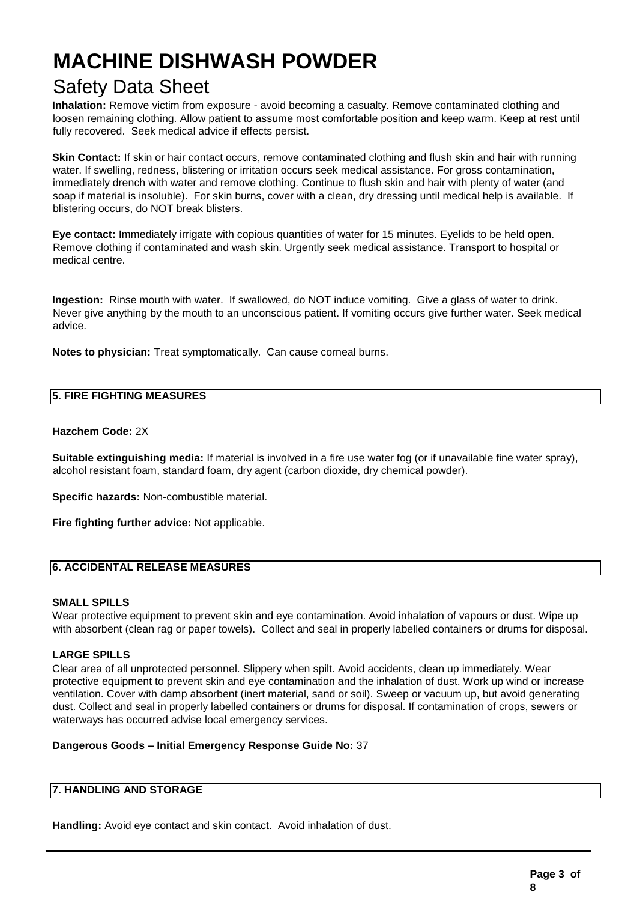**Inhalation:** Remove victim from exposure - avoid becoming a casualty. Remove contaminated clothing and loosen remaining clothing. Allow patient to assume most comfortable position and keep warm. Keep at rest until fully recovered. Seek medical advice if effects persist.

**Skin Contact:** If skin or hair contact occurs, remove contaminated clothing and flush skin and hair with running water. If swelling, redness, blistering or irritation occurs seek medical assistance. For gross contamination, immediately drench with water and remove clothing. Continue to flush skin and hair with plenty of water (and soap if material is insoluble). For skin burns, cover with a clean, dry dressing until medical help is available. If blistering occurs, do NOT break blisters.

**Eye contact:** Immediately irrigate with copious quantities of water for 15 minutes. Eyelids to be held open. Remove clothing if contaminated and wash skin. Urgently seek medical assistance. Transport to hospital or medical centre.

**Ingestion:** Rinse mouth with water. If swallowed, do NOT induce vomiting. Give a glass of water to drink. Never give anything by the mouth to an unconscious patient. If vomiting occurs give further water. Seek medical advice.

**Notes to physician:** Treat symptomatically. Can cause corneal burns.

## 5. FIRE FIGHTING MEASURES

**Hazchem Code:** 2X

**Suitable extinguishing media:** If material is involved in a fire use water fog (or if unavailable fine water spray), alcohol resistant foam, standard foam, dry agent (carbon dioxide, dry chemical powder).

**Specific hazards:** Non-combustible material.

**Fire fighting further advice:** Not applicable.

## 6. ACCIDENTAL RELEASE MEASURES

**SMALL SPILLS**

Wear protective equipment to prevent skin and eye contamination. Avoid inhalation of vapours or dust. Wipe up with absorbent (clean rag or paper towels). Collect and seal in properly labelled containers or drums for disposal.

**LARGE SPILLS**

Clear area of all unprotected personnel. Slippery when spilt. Avoid accidents, clean up immediately. Wear protective equipment to prevent skin and eye contamination and the inhalation of dust. Work up wind or increase ventilation. Cover with damp absorbent (inert material, sand or soil). Sweep or vacuum up, but avoid generating dust. Collect and seal in properly labelled containers or drums for disposal. If contamination of crops, sewers or waterways has occurred advise local emergency services.

**Dangerous Goods – Initial Emergency Response Guide No:** 37

## 7. HANDLING AND STORAGE

**Handling:** Avoid eye contact and skin contact. Avoid inhalation of dust.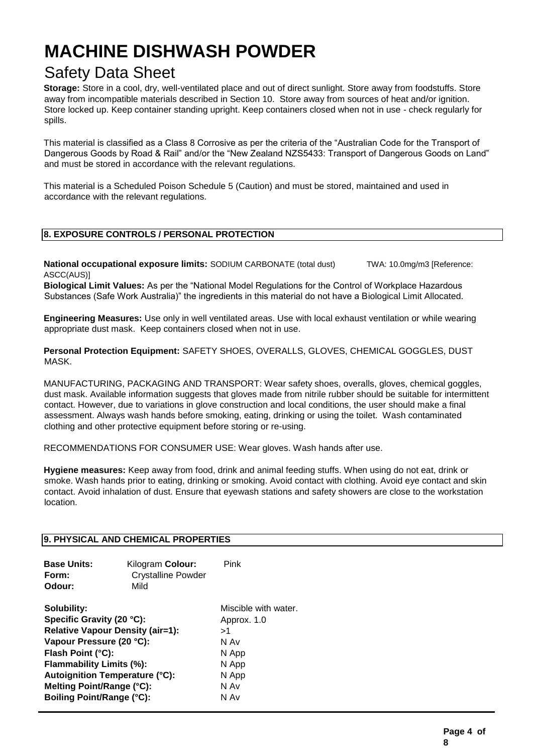**Storage:** Store in a cool, dry, well-ventilated place and out of direct sunlight. Store away from foodstuffs. Store away from incompatible materials described in Section 10. Store away from sources of heat and/or ignition. Store locked up. Keep container standing upright. Keep containers closed when not in use - check regularly for spills.

This material is classified as a Class 8 Corrosive as per the criteria of the "Australian Code for the Transport of Dangerous Goods by Road & Rail" and/or the "New Zealand NZS5433: Transport of Dangerous Goods on Land" and must be stored in accordance with the relevant regulations.

This material is a Scheduled Poison Schedule 5 (Caution) and must be stored, maintained and used in accordance with the relevant regulations.

## 8. EXPOSURE CONTROLS / PERSONAL PROTECTION

**National occupational exposure limits:** SODIUM CARBONATE (total dust) TWA: 10.0mg/m3 [Reference: ASCC(AUS)]

**Biological Limit Values:** As per the "National Model Regulations for the Control of Workplace Hazardous Substances (Safe Work Australia)" the ingredients in this material do not have a Biological Limit Allocated.

**Engineering Measures:** Use only in well ventilated areas. Use with local exhaust ventilation or while wearing appropriate dust mask. Keep containers closed when not in use.

**Personal Protection Equipment:** SAFETY SHOES, OVERALLS, GLOVES, CHEMICAL GOGGLES, DUST MASK.

MANUFACTURING, PACKAGING AND TRANSPORT: Wear safety shoes, overalls, gloves, chemical goggles, dust mask. Available information suggests that gloves made from nitrile rubber should be suitable for intermittent contact. However, due to variations in glove construction and local conditions, the user should make a final assessment. Always wash hands before smoking, eating, drinking or using the toilet. Wash contaminated clothing and other protective equipment before storing or re-using.

RECOMMENDATIONS FOR CONSUMER USE: Wear gloves. Wash hands after use.

**Hygiene measures:** Keep away from food, drink and animal feeding stuffs. When using do not eat, drink or smoke. Wash hands prior to eating, drinking or smoking. Avoid contact with clothing. Avoid eye contact and skin contact. Avoid inhalation of dust. Ensure that eyewash stations and safety showers are close to the workstation location.

## 9. PHYSICAL AND CHEMICAL PROPERTIES

**Base Units:** Kilogram **Colour:** Pink
**Form:** Crystalline Powder
**Odour:** Mild

| | |
|---|---|
| **Solubility:** | Miscible with water. |
| **Specific Gravity (20 °C):** | Approx. 1.0 |
| **Relative Vapour Density (air=1):** | >1 |
| **Vapour Pressure (20 °C):** | N Av |
| **Flash Point (°C):** | N App |
| **Flammability Limits (%):** | N App |
| **Autoignition Temperature (°C):** | N App |
| **Melting Point/Range (°C):** | N Av |
| **Boiling Point/Range (°C):** | N Av |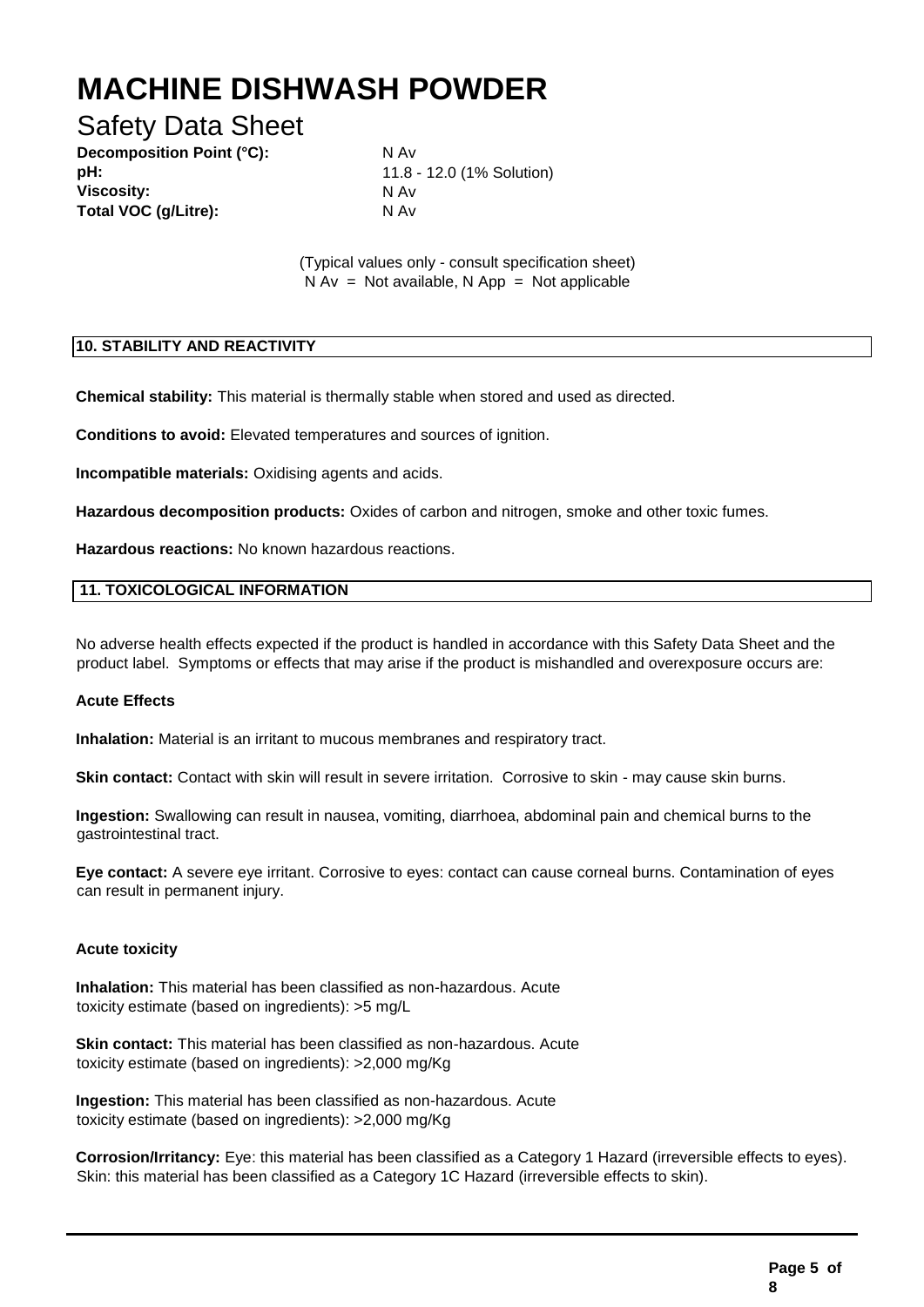**Decomposition Point (°C):** N Av
**pH:** 11.8 - 12.0 (1% Solution)
**Viscosity:** N Av
**Total VOC (g/Litre):** N Av

(Typical values only - consult specification sheet)
N Av = Not available, N App = Not applicable

## 10. STABILITY AND REACTIVITY

**Chemical stability:** This material is thermally stable when stored and used as directed.

**Conditions to avoid:** Elevated temperatures and sources of ignition.

**Incompatible materials:** Oxidising agents and acids.

**Hazardous decomposition products:** Oxides of carbon and nitrogen, smoke and other toxic fumes.

**Hazardous reactions:** No known hazardous reactions.

## 11. TOXICOLOGICAL INFORMATION

No adverse health effects expected if the product is handled in accordance with this Safety Data Sheet and the product label. Symptoms or effects that may arise if the product is mishandled and overexposure occurs are:

**Acute Effects**

**Inhalation:** Material is an irritant to mucous membranes and respiratory tract.

**Skin contact:** Contact with skin will result in severe irritation. Corrosive to skin - may cause skin burns.

**Ingestion:** Swallowing can result in nausea, vomiting, diarrhoea, abdominal pain and chemical burns to the gastrointestinal tract.

**Eye contact:** A severe eye irritant. Corrosive to eyes: contact can cause corneal burns. Contamination of eyes can result in permanent injury.

**Acute toxicity**

**Inhalation:** This material has been classified as non-hazardous. Acute toxicity estimate (based on ingredients): >5 mg/L

**Skin contact:** This material has been classified as non-hazardous. Acute toxicity estimate (based on ingredients): >2,000 mg/Kg

**Ingestion:** This material has been classified as non-hazardous. Acute toxicity estimate (based on ingredients): >2,000 mg/Kg

**Corrosion/Irritancy:** Eye: this material has been classified as a Category 1 Hazard (irreversible effects to eyes). Skin: this material has been classified as a Category 1C Hazard (irreversible effects to skin).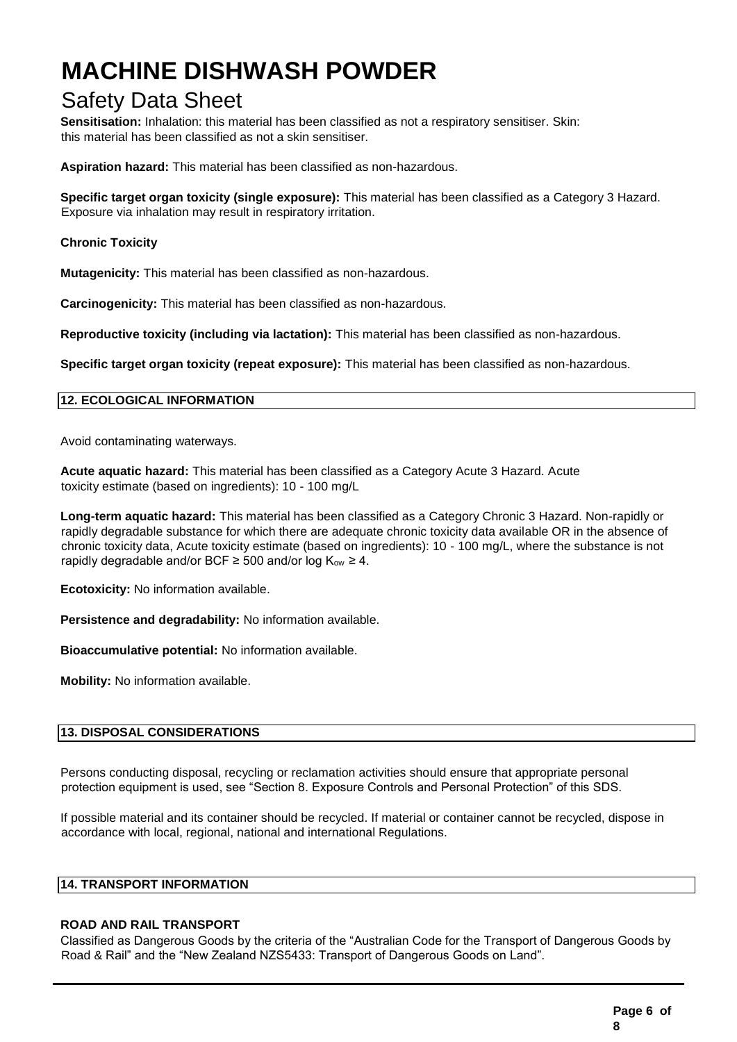**Sensitisation:** Inhalation: this material has been classified as not a respiratory sensitiser. Skin: this material has been classified as not a skin sensitiser.

**Aspiration hazard:** This material has been classified as non-hazardous.

**Specific target organ toxicity (single exposure):** This material has been classified as a Category 3 Hazard. Exposure via inhalation may result in respiratory irritation.

**Chronic Toxicity**

**Mutagenicity:** This material has been classified as non-hazardous.

**Carcinogenicity:** This material has been classified as non-hazardous.

**Reproductive toxicity (including via lactation):** This material has been classified as non-hazardous.

**Specific target organ toxicity (repeat exposure):** This material has been classified as non-hazardous.

## 12. ECOLOGICAL INFORMATION

Avoid contaminating waterways.

**Acute aquatic hazard:** This material has been classified as a Category Acute 3 Hazard. Acute toxicity estimate (based on ingredients): 10 - 100 mg/L

**Long-term aquatic hazard:** This material has been classified as a Category Chronic 3 Hazard. Non-rapidly or rapidly degradable substance for which there are adequate chronic toxicity data available OR in the absence of chronic toxicity data, Acute toxicity estimate (based on ingredients): 10 - 100 mg/L, where the substance is not rapidly degradable and/or BCF ≥ 500 and/or log $K_{ow}$ ≥ 4.

**Ecotoxicity:** No information available.

**Persistence and degradability:** No information available.

**Bioaccumulative potential:** No information available.

**Mobility:** No information available.

## 13. DISPOSAL CONSIDERATIONS

Persons conducting disposal, recycling or reclamation activities should ensure that appropriate personal protection equipment is used, see "Section 8. Exposure Controls and Personal Protection" of this SDS.

If possible material and its container should be recycled. If material or container cannot be recycled, dispose in accordance with local, regional, national and international Regulations.

## 14. TRANSPORT INFORMATION

**ROAD AND RAIL TRANSPORT**

Classified as Dangerous Goods by the criteria of the "Australian Code for the Transport of Dangerous Goods by Road & Rail" and the "New Zealand NZS5433: Transport of Dangerous Goods on Land".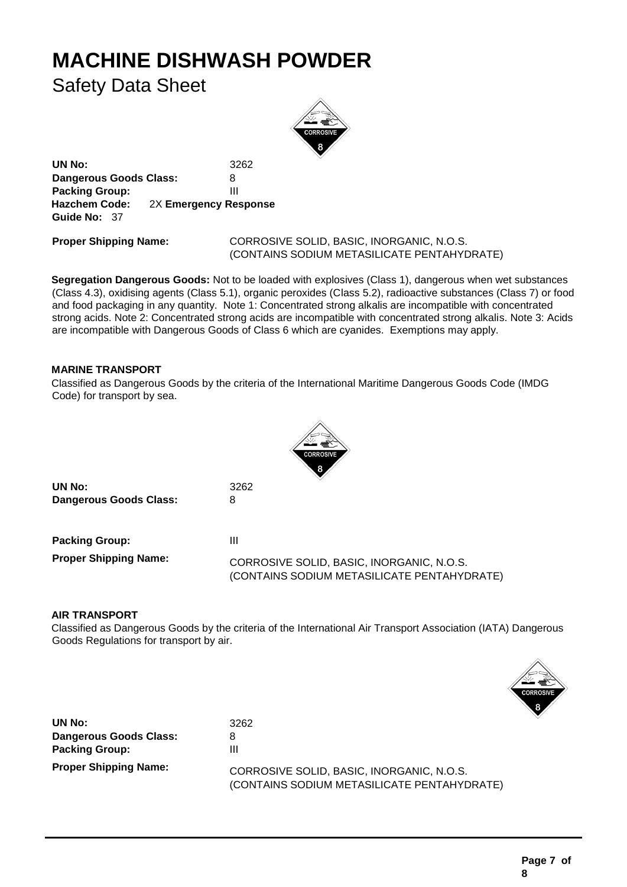// Source: document 05771d97c456, page 7 of 8

# MACHINE DISHWASH POWDER

Safety Data Sheet

**UN No:** 3262
**Dangerous Goods Class:** 8
**Packing Group:** III
**Hazchem Code:** 2X **Emergency Response Guide No:** 37

**Proper Shipping Name:** CORROSIVE SOLID, BASIC, INORGANIC, N.O.S. (CONTAINS SODIUM METASILICATE PENTAHYDRATE)

**Segregation Dangerous Goods:** Not to be loaded with explosives (Class 1), dangerous when wet substances (Class 4.3), oxidising agents (Class 5.1), organic peroxides (Class 5.2), radioactive substances (Class 7) or food and food packaging in any quantity. Note 1: Concentrated strong alkalis are incompatible with concentrated strong acids. Note 2: Concentrated strong acids are incompatible with concentrated strong alkalis. Note 3: Acids are incompatible with Dangerous Goods of Class 6 which are cyanides. Exemptions may apply.

## MARINE TRANSPORT

Classified as Dangerous Goods by the criteria of the International Maritime Dangerous Goods Code (IMDG Code) for transport by sea.

**UN No:** 3262
**Dangerous Goods Class:** 8

**Packing Group:** III
**Proper Shipping Name:** CORROSIVE SOLID, BASIC, INORGANIC, N.O.S. (CONTAINS SODIUM METASILICATE PENTAHYDRATE)

## AIR TRANSPORT

Classified as Dangerous Goods by the criteria of the International Air Transport Association (IATA) Dangerous Goods Regulations for transport by air.

**UN No:** 3262
**Dangerous Goods Class:** 8
**Packing Group:** III
**Proper Shipping Name:** CORROSIVE SOLID, BASIC, INORGANIC, N.O.S. (CONTAINS SODIUM METASILICATE PENTAHYDRATE)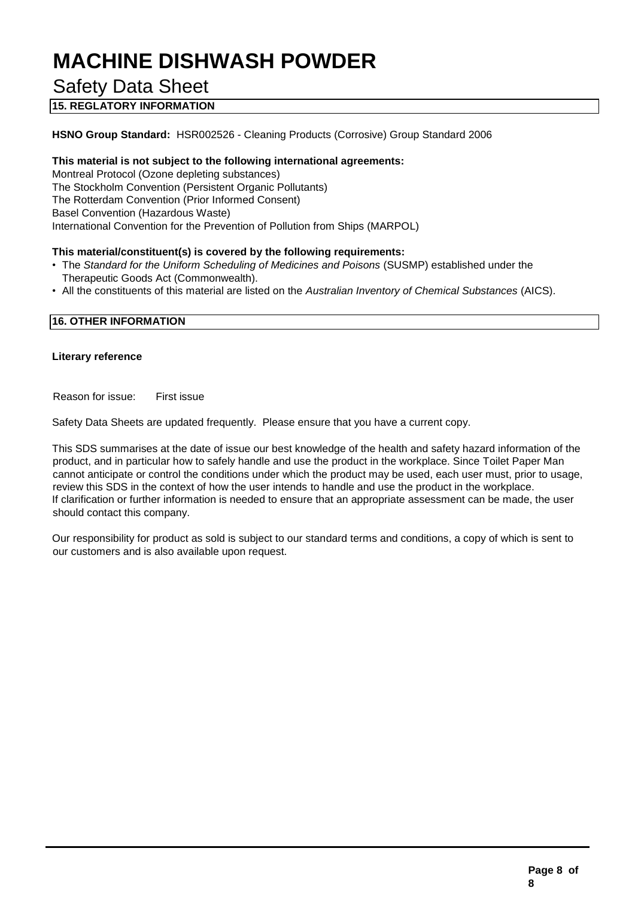# MACHINE DISHWASH POWDER

## Safety Data Sheet

### 15. REGLATORY INFORMATION

**HSNO Group Standard:** HSR002526 - Cleaning Products (Corrosive) Group Standard 2006

**This material is not subject to the following international agreements:**

Montreal Protocol (Ozone depleting substances)
The Stockholm Convention (Persistent Organic Pollutants)
The Rotterdam Convention (Prior Informed Consent)
Basel Convention (Hazardous Waste)
International Convention for the Prevention of Pollution from Ships (MARPOL)

**This material/constituent(s) is covered by the following requirements:**

- The *Standard for the Uniform Scheduling of Medicines and Poisons* (SUSMP) established under the Therapeutic Goods Act (Commonwealth).
- All the constituents of this material are listed on the *Australian Inventory of Chemical Substances* (AICS).

### 16. OTHER INFORMATION

**Literary reference**

Reason for issue: First issue

Safety Data Sheets are updated frequently. Please ensure that you have a current copy.

This SDS summarises at the date of issue our best knowledge of the health and safety hazard information of the product, and in particular how to safely handle and use the product in the workplace. Since Toilet Paper Man cannot anticipate or control the conditions under which the product may be used, each user must, prior to usage, review this SDS in the context of how the user intends to handle and use the product in the workplace.
If clarification or further information is needed to ensure that an appropriate assessment can be made, the user should contact this company.

Our responsibility for product as sold is subject to our standard terms and conditions, a copy of which is sent to our customers and is also available upon request.